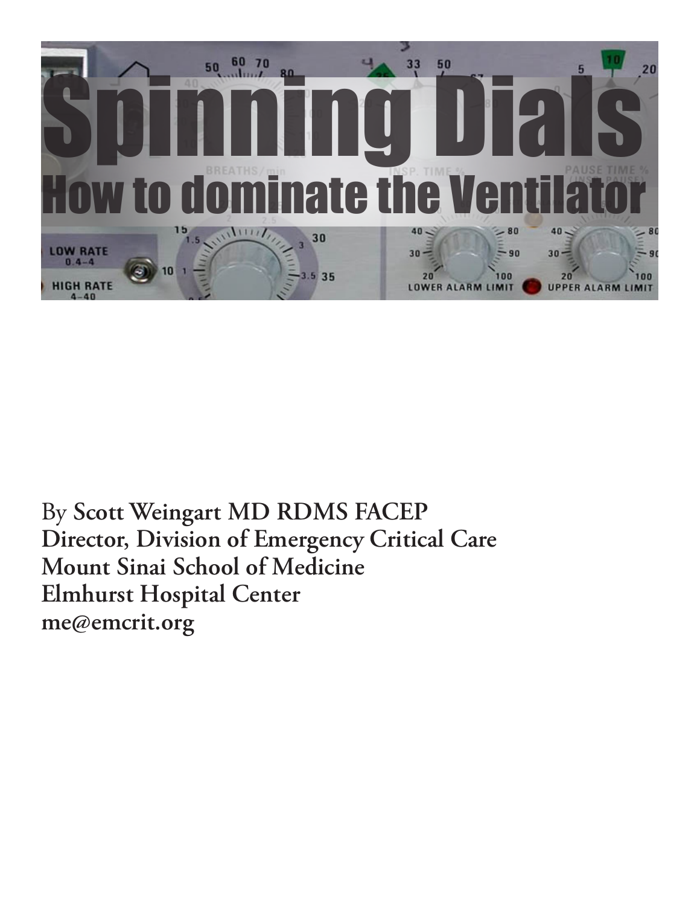# Spinning Dials

## How to dominate the Ventilator

By **Scott Weingart MD RDMS FACEP**
**Director, Division of Emergency Critical Care**
**Mount Sinai School of Medicine**
**Elmhurst Hospital Center**
**me@emcrit.org**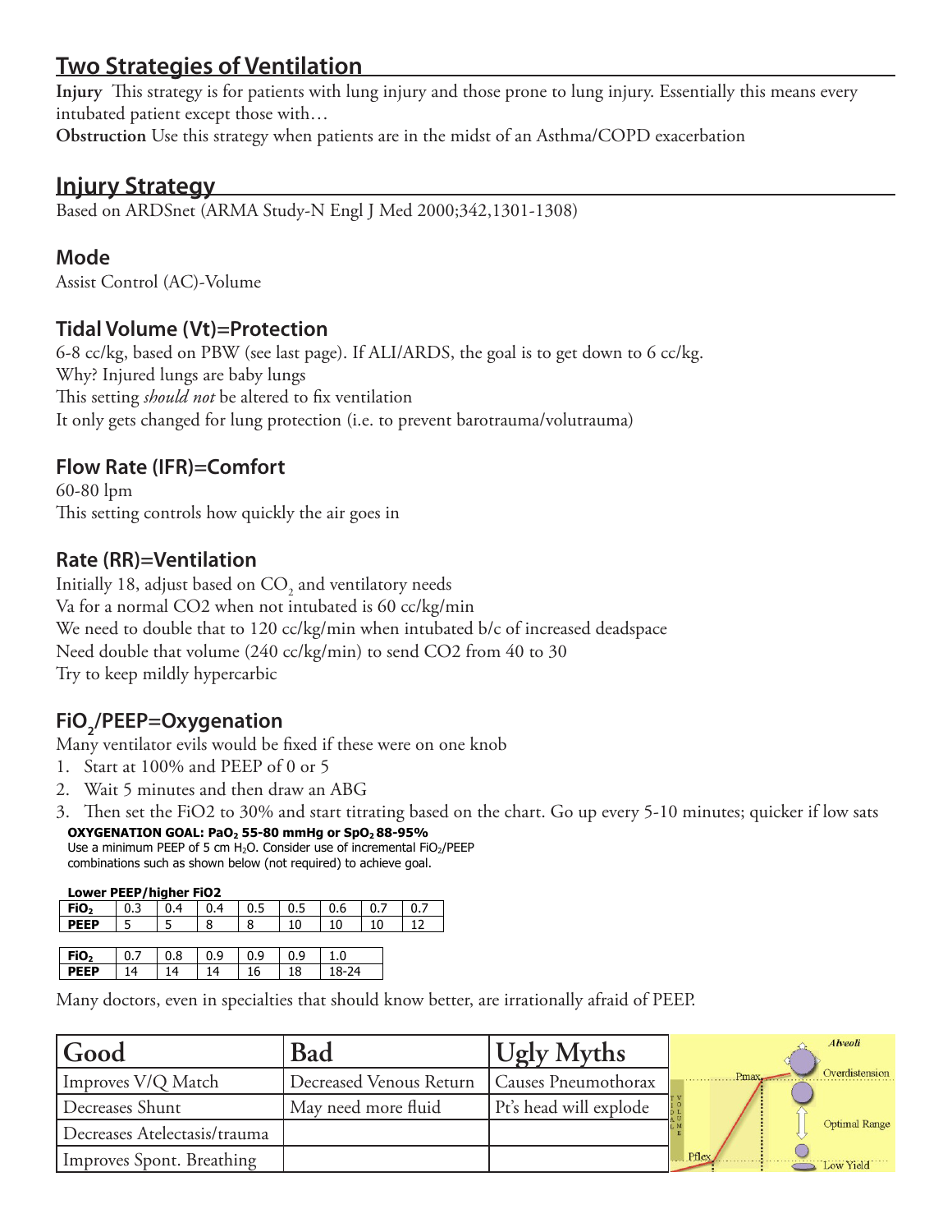## Two Strategies of Ventilation

**Injury** This strategy is for patients with lung injury and those prone to lung injury. Essentially this means every intubated patient except those with…

**Obstruction** Use this strategy when patients are in the midst of an Asthma/COPD exacerbation

## Injury Strategy

Based on ARDSnet (ARMA Study-N Engl J Med 2000;342,1301-1308)

### Mode

Assist Control (AC)-Volume

### Tidal Volume (Vt)=Protection

6-8 cc/kg, based on PBW (see last page). If ALI/ARDS, the goal is to get down to 6 cc/kg.
Why? Injured lungs are baby lungs
This setting *should not* be altered to fix ventilation
It only gets changed for lung protection (i.e. to prevent barotrauma/volutrauma)

### Flow Rate (IFR)=Comfort

60-80 lpm
This setting controls how quickly the air goes in

### Rate (RR)=Ventilation

Initially 18, adjust based on $CO_2$ and ventilatory needs
Va for a normal CO2 when not intubated is 60 cc/kg/min
We need to double that to 120 cc/kg/min when intubated b/c of increased deadspace
Need double that volume (240 cc/kg/min) to send CO2 from 40 to 30
Try to keep mildly hypercarbic

### $FiO_2$/PEEP=Oxygenation

Many ventilator evils would be fixed if these were on one knob

1. Start at 100% and PEEP of 0 or 5
2. Wait 5 minutes and then draw an ABG
3. Then set the FiO2 to 30% and start titrating based on the chart. Go up every 5-10 minutes; quicker if low sats

**OXYGENATION GOAL: $PaO_2$ 55-80 mmHg or $SpO_2$ 88-95%**
Use a minimum PEEP of 5 cm $H_2O$. Consider use of incremental $FiO_2$/PEEP combinations such as shown below (not required) to achieve goal.

**Lower PEEP/higher FiO2**

| $FiO_2$ | 0.3 | 0.4 | 0.4 | 0.5 | 0.5 | 0.6 | 0.7 | 0.7 |
|---|---|---|---|---|---|---|---|---|
| **PEEP** | 5 | 5 | 8 | 8 | 10 | 10 | 10 | 12 |

| $FiO_2$ | 0.7 | 0.8 | 0.9 | 0.9 | 0.9 | 1.0 |
|---|---|---|---|---|---|---|
| **PEEP** | 14 | 14 | 14 | 16 | 18 | 18-24 |

Many doctors, even in specialties that should know better, are irrationally afraid of PEEP.

| Good | Bad | Ugly Myths |
|---|---|---|
| Improves V/Q Match | Decreased Venous Return | Causes Pneumothorax |
| Decreases Shunt | May need more fluid | Pt's head will explode |
| Decreases Atelectasis/trauma | | |
| Improves Spont. Breathing | | |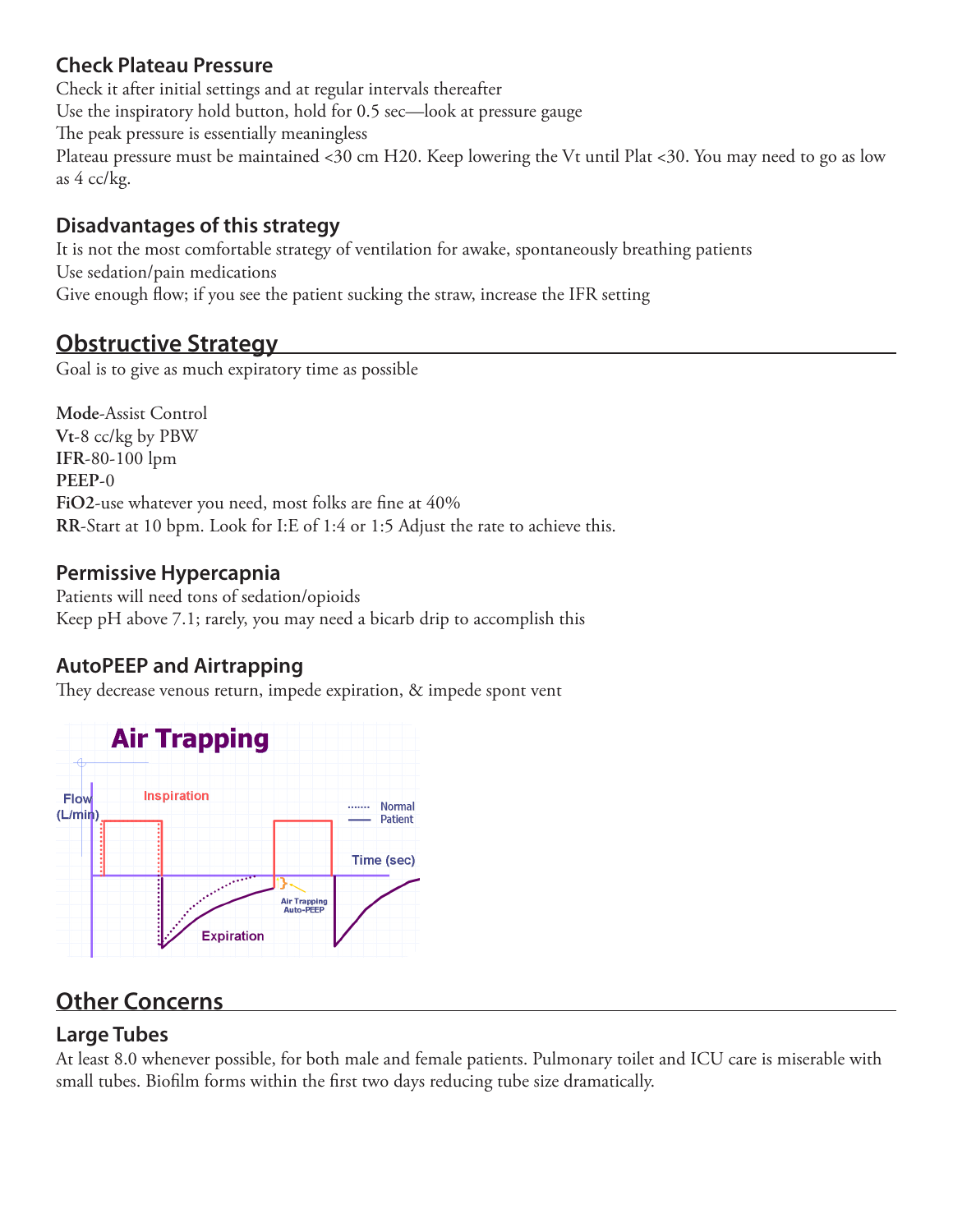### Check Plateau Pressure

Check it after initial settings and at regular intervals thereafter
Use the inspiratory hold button, hold for 0.5 sec—look at pressure gauge
The peak pressure is essentially meaningless
Plateau pressure must be maintained <30 cm H20. Keep lowering the Vt until Plat <30. You may need to go as low as 4 cc/kg.

### Disadvantages of this strategy

It is not the most comfortable strategy of ventilation for awake, spontaneously breathing patients
Use sedation/pain medications
Give enough flow; if you see the patient sucking the straw, increase the IFR setting

## Obstructive Strategy

Goal is to give as much expiratory time as possible

**Mode**-Assist Control
**Vt**-8 cc/kg by PBW
**IFR**-80-100 lpm
**PEEP**-0
**FiO2**-use whatever you need, most folks are fine at 40%
**RR**-Start at 10 bpm. Look for I:E of 1:4 or 1:5 Adjust the rate to achieve this.

### Permissive Hypercapnia

Patients will need tons of sedation/opioids
Keep pH above 7.1; rarely, you may need a bicarb drip to accomplish this

### AutoPEEP and Airtrapping

They decrease venous return, impede expiration, & impede spont vent

## Other Concerns

### Large Tubes

At least 8.0 whenever possible, for both male and female patients. Pulmonary toilet and ICU care is miserable with small tubes. Biofilm forms within the first two days reducing tube size dramatically.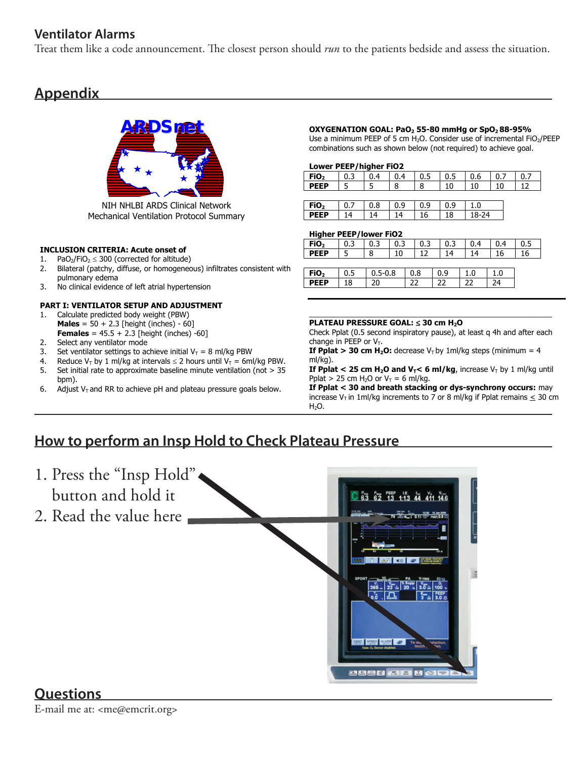## Ventilator Alarms

Treat them like a code announcement. The closest person should *run* to the patients bedside and assess the situation.

## Appendix

ARDSnet

NIH NHLBI ARDS Clinical Network
Mechanical Ventilation Protocol Summary

**INCLUSION CRITERIA: Acute onset of**

1. $PaO_2/FiO_2 \leq 300$ (corrected for altitude)
2. Bilateral (patchy, diffuse, or homogeneous) infiltrates consistent with pulmonary edema
3. No clinical evidence of left atrial hypertension

**PART I: VENTILATOR SETUP AND ADJUSTMENT**

1. Calculate predicted body weight (PBW)
   **Males** = 50 + 2.3 [height (inches) - 60]
   **Females** = 45.5 + 2.3 [height (inches) -60]
2. Select any ventilator mode
3. Set ventilator settings to achieve initial $V_T$ = 8 ml/kg PBW
4. Reduce $V_T$ by 1 ml/kg at intervals ≤ 2 hours until $V_T$ = 6ml/kg PBW.
5. Set initial rate to approximate baseline minute ventilation (not > 35 bpm).
6. Adjust $V_T$ and RR to achieve pH and plateau pressure goals below.

**OXYGENATION GOAL: $PaO_2$ 55-80 mmHg or $SpO_2$ 88-95%**
Use a minimum PEEP of 5 cm $H_2O$. Consider use of incremental $FiO_2$/PEEP combinations such as shown below (not required) to achieve goal.

**Lower PEEP/higher FiO2**

| **$FiO_2$** | 0.3 | 0.4 | 0.4 | 0.5 | 0.5 | 0.6 | 0.7 | 0.7 |
|---|---|---|---|---|---|---|---|---|
| **PEEP** | 5 | 5 | 8 | 8 | 10 | 10 | 10 | 12 |

| **$FiO_2$** | 0.7 | 0.8 | 0.9 | 0.9 | 0.9 | 1.0 |
|---|---|---|---|---|---|---|
| **PEEP** | 14 | 14 | 14 | 16 | 18 | 18-24 |

**Higher PEEP/lower FiO2**

| **$FiO_2$** | 0.3 | 0.3 | 0.3 | 0.3 | 0.3 | 0.4 | 0.4 | 0.5 |
|---|---|---|---|---|---|---|---|---|
| **PEEP** | 5 | 8 | 10 | 12 | 14 | 14 | 16 | 16 |

| **$FiO_2$** | 0.5 | 0.5-0.8 | 0.8 | 0.9 | 1.0 | 1.0 |
|---|---|---|---|---|---|---|
| **PEEP** | 18 | 20 | 22 | 22 | 22 | 24 |

**PLATEAU PRESSURE GOAL: ≤ 30 cm $H_2O$**
Check Pplat (0.5 second inspiratory pause), at least q 4h and after each change in PEEP or $V_T$.
**If Pplat > 30 cm $H_2O$:** decrease $V_T$ by 1ml/kg steps (minimum = 4 ml/kg).
**If Pplat < 25 cm $H_2O$ and $V_T$< 6 ml/kg**, increase $V_T$ by 1 ml/kg until Pplat > 25 cm $H_2O$ or $V_T$ = 6 ml/kg.
**If Pplat < 30 and breath stacking or dys-synchrony occurs:** may increase $V_T$ in 1ml/kg increments to 7 or 8 ml/kg if Pplat remains ≤ 30 cm $H_2O$.

## How to perform an Insp Hold to Check Plateau Pressure

1. Press the “Insp Hold” button and hold it
2. Read the value here

## Questions

E-mail me at: <me@emcrit.org>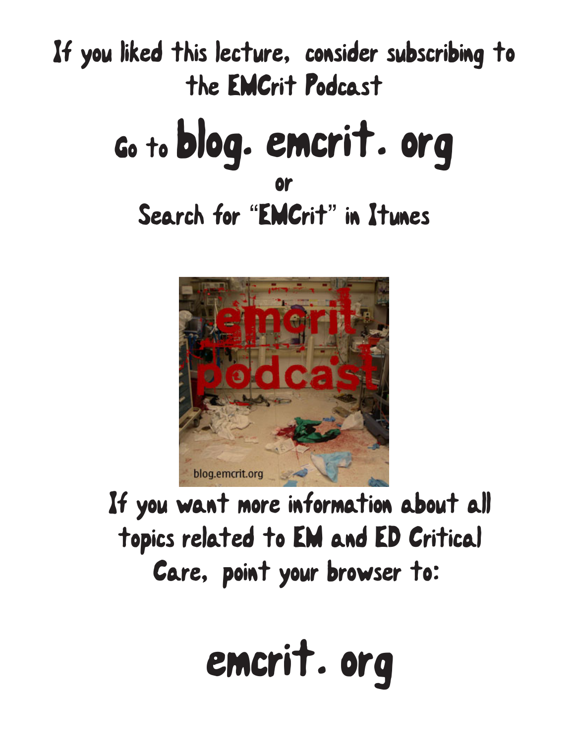If you liked this lecture, consider subscribing to the EMCrit Podcast

# Go to blog. emcrit. org

or

Search for "EMCrit" in Itunes

If you want more information about all topics related to EM and ED Critical Care, point your browser to:

# emcrit. org